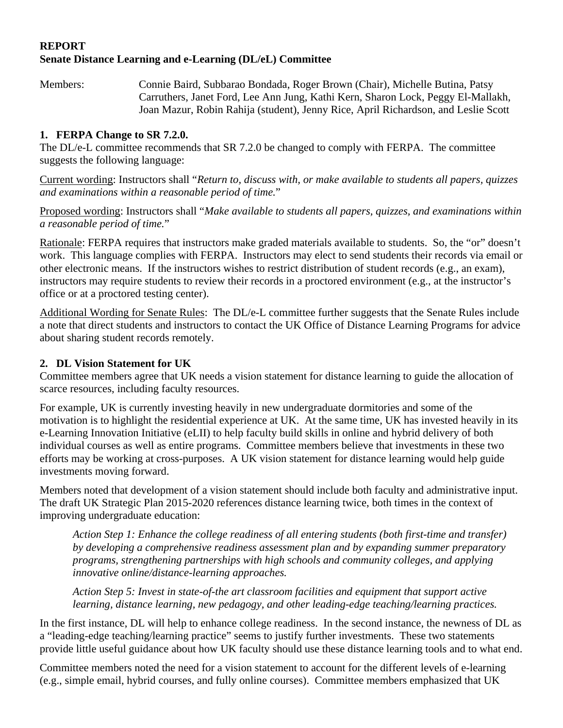**REPORT**
**Senate Distance Learning and e-Learning (DL/eL) Committee**

Members: Connie Baird, Subbarao Bondada, Roger Brown (Chair), Michelle Butina, Patsy Carruthers, Janet Ford, Lee Ann Jung, Kathi Kern, Sharon Lock, Peggy El-Mallakh, Joan Mazur, Robin Rahija (student), Jenny Rice, April Richardson, and Leslie Scott

## 1. FERPA Change to SR 7.2.0.

The DL/e-L committee recommends that SR 7.2.0 be changed to comply with FERPA. The committee suggests the following language:

<u>Current wording</u>: Instructors shall "*Return to, discuss with, or make available to students all papers, quizzes and examinations within a reasonable period of time.*"

<u>Proposed wording</u>: Instructors shall "*Make available to students all papers, quizzes, and examinations within a reasonable period of time.*"

<u>Rationale</u>: FERPA requires that instructors make graded materials available to students. So, the "or" doesn't work. This language complies with FERPA. Instructors may elect to send students their records via email or other electronic means. If the instructors wishes to restrict distribution of student records (e.g., an exam), instructors may require students to review their records in a proctored environment (e.g., at the instructor's office or at a proctored testing center).

<u>Additional Wording for Senate Rules</u>: The DL/e-L committee further suggests that the Senate Rules include a note that direct students and instructors to contact the UK Office of Distance Learning Programs for advice about sharing student records remotely.

## 2. DL Vision Statement for UK

Committee members agree that UK needs a vision statement for distance learning to guide the allocation of scarce resources, including faculty resources.

For example, UK is currently investing heavily in new undergraduate dormitories and some of the motivation is to highlight the residential experience at UK. At the same time, UK has invested heavily in its e-Learning Innovation Initiative (eLII) to help faculty build skills in online and hybrid delivery of both individual courses as well as entire programs. Committee members believe that investments in these two efforts may be working at cross-purposes. A UK vision statement for distance learning would help guide investments moving forward.

Members noted that development of a vision statement should include both faculty and administrative input. The draft UK Strategic Plan 2015-2020 references distance learning twice, both times in the context of improving undergraduate education:

> *Action Step 1: Enhance the college readiness of all entering students (both first-time and transfer) by developing a comprehensive readiness assessment plan and by expanding summer preparatory programs, strengthening partnerships with high schools and community colleges, and applying innovative online/distance-learning approaches.*
>
> *Action Step 5: Invest in state-of-the art classroom facilities and equipment that support active learning, distance learning, new pedagogy, and other leading-edge teaching/learning practices.*

In the first instance, DL will help to enhance college readiness. In the second instance, the newness of DL as a "leading-edge teaching/learning practice" seems to justify further investments. These two statements provide little useful guidance about how UK faculty should use these distance learning tools and to what end.

Committee members noted the need for a vision statement to account for the different levels of e-learning (e.g., simple email, hybrid courses, and fully online courses). Committee members emphasized that UK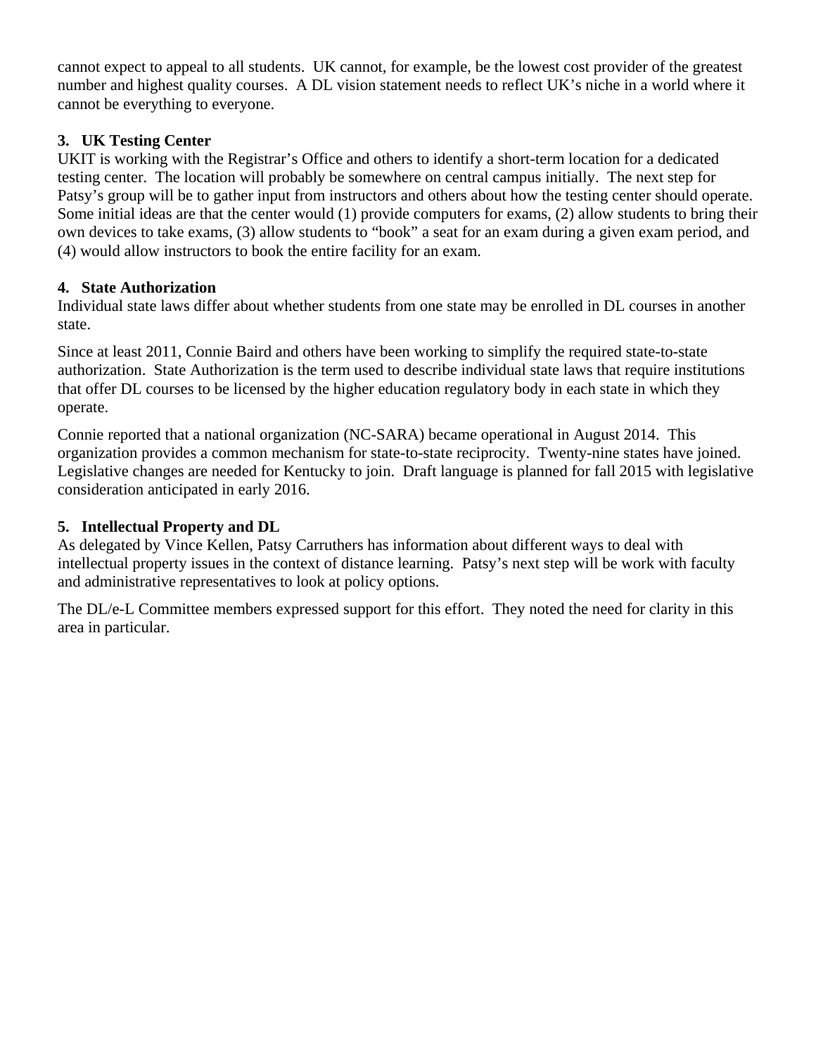cannot expect to appeal to all students. UK cannot, for example, be the lowest cost provider of the greatest number and highest quality courses. A DL vision statement needs to reflect UK's niche in a world where it cannot be everything to everyone.

### 3. UK Testing Center

UKIT is working with the Registrar's Office and others to identify a short-term location for a dedicated testing center. The location will probably be somewhere on central campus initially. The next step for Patsy's group will be to gather input from instructors and others about how the testing center should operate. Some initial ideas are that the center would (1) provide computers for exams, (2) allow students to bring their own devices to take exams, (3) allow students to "book" a seat for an exam during a given exam period, and (4) would allow instructors to book the entire facility for an exam.

### 4. State Authorization

Individual state laws differ about whether students from one state may be enrolled in DL courses in another state.

Since at least 2011, Connie Baird and others have been working to simplify the required state-to-state authorization. State Authorization is the term used to describe individual state laws that require institutions that offer DL courses to be licensed by the higher education regulatory body in each state in which they operate.

Connie reported that a national organization (NC-SARA) became operational in August 2014. This organization provides a common mechanism for state-to-state reciprocity. Twenty-nine states have joined. Legislative changes are needed for Kentucky to join. Draft language is planned for fall 2015 with legislative consideration anticipated in early 2016.

### 5. Intellectual Property and DL

As delegated by Vince Kellen, Patsy Carruthers has information about different ways to deal with intellectual property issues in the context of distance learning. Patsy's next step will be work with faculty and administrative representatives to look at policy options.

The DL/e-L Committee members expressed support for this effort. They noted the need for clarity in this area in particular.